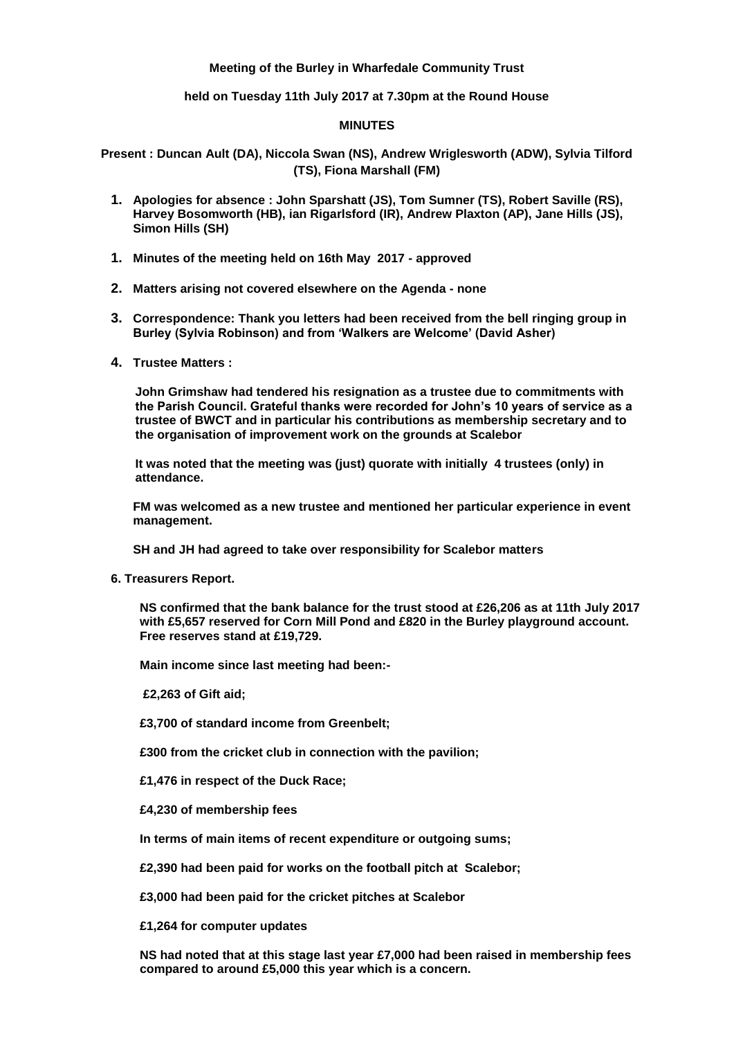**Meeting of the Burley in Wharfedale Community Trust**

**held on Tuesday 11th July 2017 at 7.30pm at the Round House**

**MINUTES**

**Present : Duncan Ault (DA), Niccola Swan (NS), Andrew Wriglesworth (ADW), Sylvia Tilford (TS), Fiona Marshall (FM)**

1. **Apologies for absence : John Sparshatt (JS), Tom Sumner (TS), Robert Saville (RS), Harvey Bosomworth (HB), ian Rigarlsford (IR), Andrew Plaxton (AP), Jane Hills (JS), Simon Hills (SH)**

1. **Minutes of the meeting held on 16th May 2017 - approved**

2. **Matters arising not covered elsewhere on the Agenda - none**

3. **Correspondence: Thank you letters had been received from the bell ringing group in Burley (Sylvia Robinson) and from 'Walkers are Welcome' (David Asher)**

4. **Trustee Matters :**

   **John Grimshaw had tendered his resignation as a trustee due to commitments with the Parish Council. Grateful thanks were recorded for John's 10 years of service as a trustee of BWCT and in particular his contributions as membership secretary and to the organisation of improvement work on the grounds at Scalebor**

   **It was noted that the meeting was (just) quorate with initially 4 trustees (only) in attendance.**

   **FM was welcomed as a new trustee and mentioned her particular experience in event management.**

   **SH and JH had agreed to take over responsibility for Scalebor matters**

**6. Treasurers Report.**

**NS confirmed that the bank balance for the trust stood at £26,206 as at 11th July 2017 with £5,657 reserved for Corn Mill Pond and £820 in the Burley playground account. Free reserves stand at £19,729.**

**Main income since last meeting had been:-**

**£2,263 of Gift aid;**

**£3,700 of standard income from Greenbelt;**

**£300 from the cricket club in connection with the pavilion;**

**£1,476 in respect of the Duck Race;**

**£4,230 of membership fees**

**In terms of main items of recent expenditure or outgoing sums;**

**£2,390 had been paid for works on the football pitch at Scalebor;**

**£3,000 had been paid for the cricket pitches at Scalebor**

**£1,264 for computer updates**

**NS had noted that at this stage last year £7,000 had been raised in membership fees compared to around £5,000 this year which is a concern.**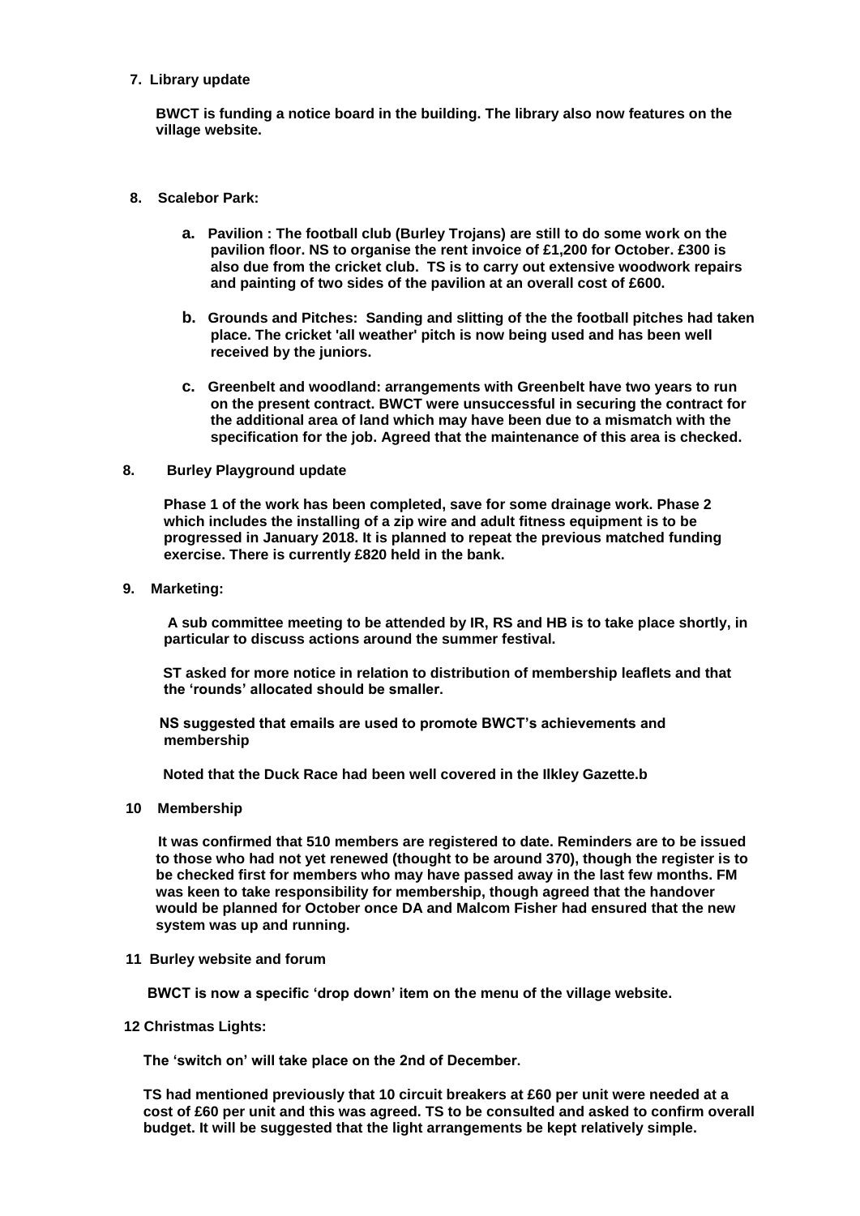**7. Library update**

**BWCT is funding a notice board in the building. The library also now features on the village website.**

**8. Scalebor Park:**

**a. Pavilion : The football club (Burley Trojans) are still to do some work on the pavilion floor. NS to organise the rent invoice of £1,200 for October. £300 is also due from the cricket club. TS is to carry out extensive woodwork repairs and painting of two sides of the pavilion at an overall cost of £600.**

**b. Grounds and Pitches: Sanding and slitting of the the football pitches had taken place. The cricket 'all weather' pitch is now being used and has been well received by the juniors.**

**c. Greenbelt and woodland: arrangements with Greenbelt have two years to run on the present contract. BWCT were unsuccessful in securing the contract for the additional area of land which may have been due to a mismatch with the specification for the job. Agreed that the maintenance of this area is checked.**

**8. Burley Playground update**

**Phase 1 of the work has been completed, save for some drainage work. Phase 2 which includes the installing of a zip wire and adult fitness equipment is to be progressed in January 2018. It is planned to repeat the previous matched funding exercise. There is currently £820 held in the bank.**

**9. Marketing:**

**A sub committee meeting to be attended by IR, RS and HB is to take place shortly, in particular to discuss actions around the summer festival.**

**ST asked for more notice in relation to distribution of membership leaflets and that the 'rounds' allocated should be smaller.**

**NS suggested that emails are used to promote BWCT's achievements and membership**

**Noted that the Duck Race had been well covered in the Ilkley Gazette.b**

**10 Membership**

**It was confirmed that 510 members are registered to date. Reminders are to be issued to those who had not yet renewed (thought to be around 370), though the register is to be checked first for members who may have passed away in the last few months. FM was keen to take responsibility for membership, though agreed that the handover would be planned for October once DA and Malcom Fisher had ensured that the new system was up and running.**

**11 Burley website and forum**

**BWCT is now a specific 'drop down' item on the menu of the village website.**

**12 Christmas Lights:**

**The 'switch on' will take place on the 2nd of December.**

**TS had mentioned previously that 10 circuit breakers at £60 per unit were needed at a cost of £60 per unit and this was agreed. TS to be consulted and asked to confirm overall budget. It will be suggested that the light arrangements be kept relatively simple.**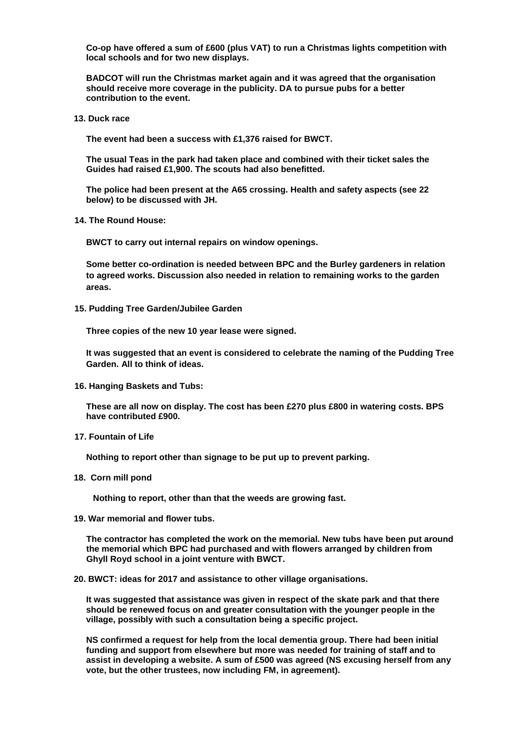**Co-op have offered a sum of £600 (plus VAT) to run a Christmas lights competition with local schools and for two new displays.**

**BADCOT will run the Christmas market again and it was agreed that the organisation should receive more coverage in the publicity. DA to pursue pubs for a better contribution to the event.**

**13. Duck race**

**The event had been a success with £1,376 raised for BWCT.**

**The usual Teas in the park had taken place and combined with their ticket sales the Guides had raised £1,900. The scouts had also benefitted.**

**The police had been present at the A65 crossing. Health and safety aspects (see 22 below) to be discussed with JH.**

**14. The Round House:**

**BWCT to carry out internal repairs on window openings.**

**Some better co-ordination is needed between BPC and the Burley gardeners in relation to agreed works. Discussion also needed in relation to remaining works to the garden areas.**

**15. Pudding Tree Garden/Jubilee Garden**

**Three copies of the new 10 year lease were signed.**

**It was suggested that an event is considered to celebrate the naming of the Pudding Tree Garden. All to think of ideas.**

**16. Hanging Baskets and Tubs:**

**These are all now on display. The cost has been £270 plus £800 in watering costs. BPS have contributed £900.**

**17. Fountain of Life**

**Nothing to report other than signage to be put up to prevent parking.**

**18. Corn mill pond**

**Nothing to report, other than that the weeds are growing fast.**

**19. War memorial and flower tubs.**

**The contractor has completed the work on the memorial. New tubs have been put around the memorial which BPC had purchased and with flowers arranged by children from Ghyll Royd school in a joint venture with BWCT.**

**20. BWCT: ideas for 2017 and assistance to other village organisations.**

**It was suggested that assistance was given in respect of the skate park and that there should be renewed focus on and greater consultation with the younger people in the village, possibly with such a consultation being a specific project.**

**NS confirmed a request for help from the local dementia group. There had been initial funding and support from elsewhere but more was needed for training of staff and to assist in developing a website. A sum of £500 was agreed (NS excusing herself from any vote, but the other trustees, now including FM, in agreement).**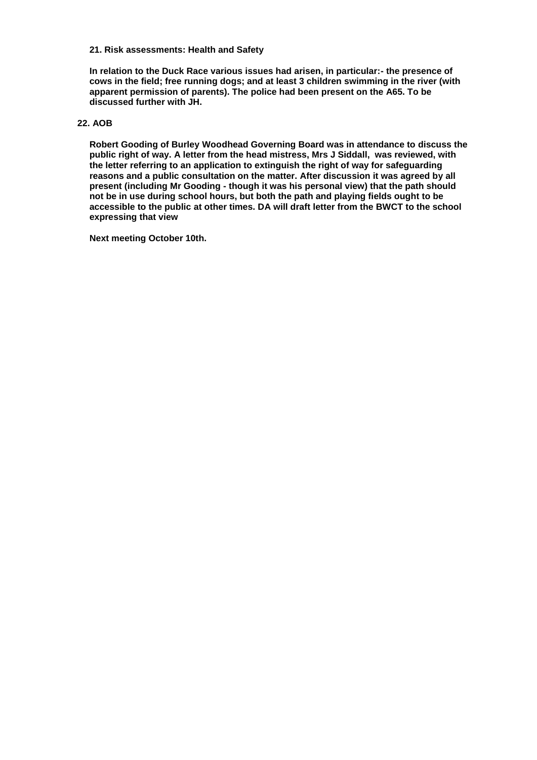### 21. Risk assessments: Health and Safety

**In relation to the Duck Race various issues had arisen, in particular:- the presence of cows in the field; free running dogs; and at least 3 children swimming in the river (with apparent permission of parents). The police had been present on the A65. To be discussed further with JH.**

### 22. AOB

**Robert Gooding of Burley Woodhead Governing Board was in attendance to discuss the public right of way. A letter from the head mistress, Mrs J Siddall, was reviewed, with the letter referring to an application to extinguish the right of way for safeguarding reasons and a public consultation on the matter. After discussion it was agreed by all present (including Mr Gooding - though it was his personal view) that the path should not be in use during school hours, but both the path and playing fields ought to be accessible to the public at other times. DA will draft letter from the BWCT to the school expressing that view**

**Next meeting October 10th.**